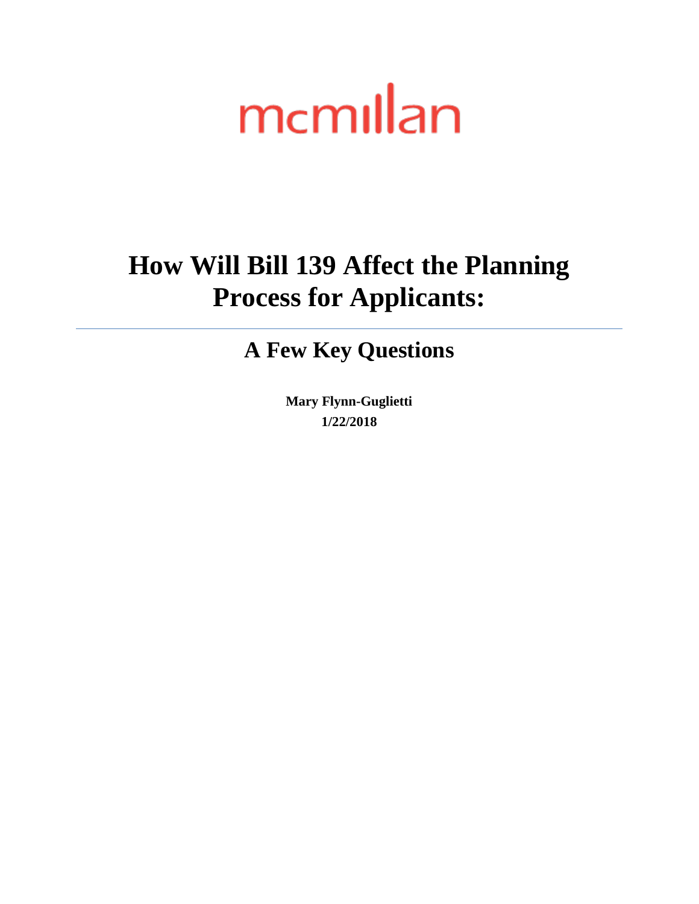mcmillan

# How Will Bill 139 Affect the Planning Process for Applicants:

## A Few Key Questions

**Mary Flynn-Guglietti**
**1/22/2018**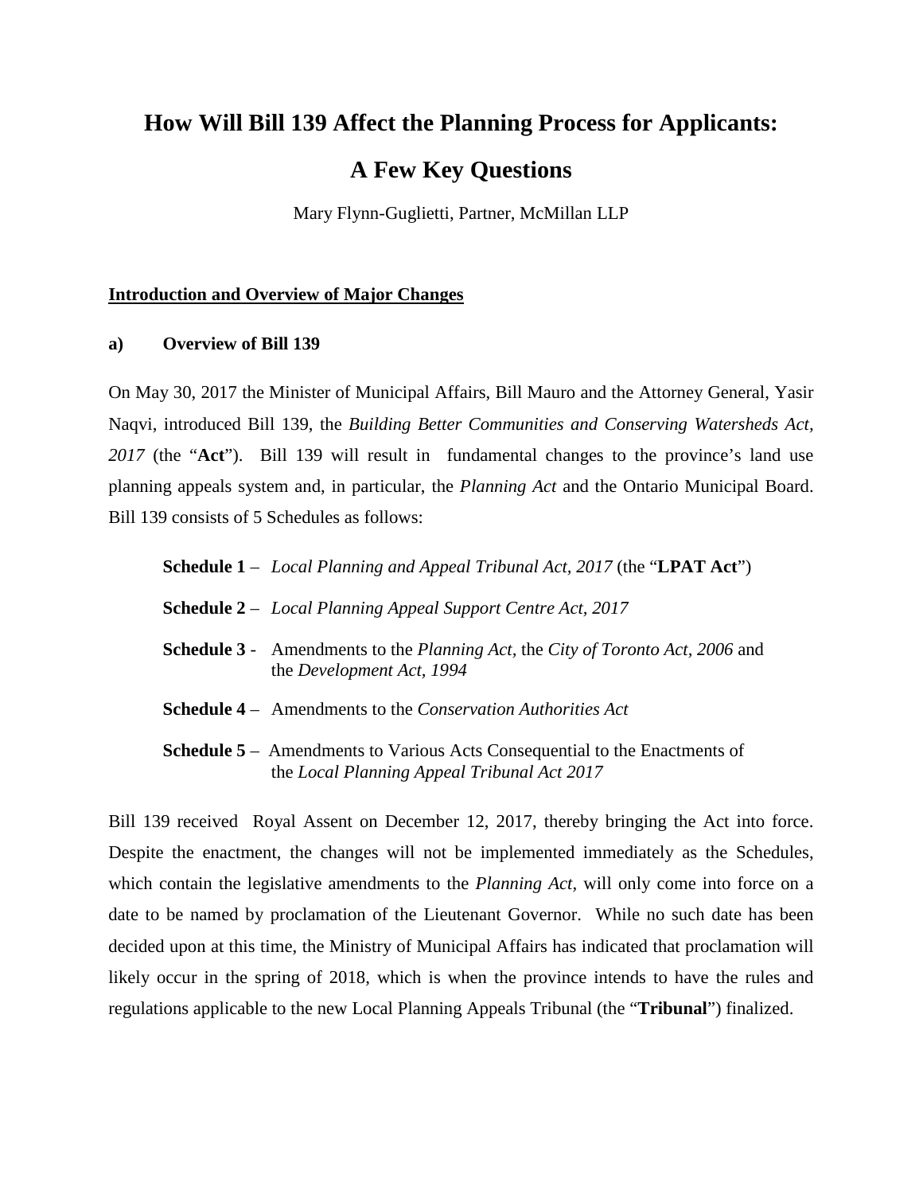# How Will Bill 139 Affect the Planning Process for Applicants:

# A Few Key Questions

Mary Flynn-Guglietti, Partner, McMillan LLP

## Introduction and Overview of Major Changes

### a) Overview of Bill 139

On May 30, 2017 the Minister of Municipal Affairs, Bill Mauro and the Attorney General, Yasir Naqvi, introduced Bill 139, the *Building Better Communities and Conserving Watersheds Act, 2017* (the "**Act**"). Bill 139 will result in fundamental changes to the province's land use planning appeals system and, in particular, the *Planning Act* and the Ontario Municipal Board. Bill 139 consists of 5 Schedules as follows:

**Schedule 1** – *Local Planning and Appeal Tribunal Act, 2017* (the "**LPAT Act**")

**Schedule 2** – *Local Planning Appeal Support Centre Act, 2017*

**Schedule 3** - Amendments to the *Planning Act*, the *City of Toronto Act, 2006* and the *Development Act, 1994*

**Schedule 4** – Amendments to the *Conservation Authorities Act*

**Schedule 5** – Amendments to Various Acts Consequential to the Enactments of the *Local Planning Appeal Tribunal Act 2017*

Bill 139 received Royal Assent on December 12, 2017, thereby bringing the Act into force. Despite the enactment, the changes will not be implemented immediately as the Schedules, which contain the legislative amendments to the *Planning Act*, will only come into force on a date to be named by proclamation of the Lieutenant Governor. While no such date has been decided upon at this time, the Ministry of Municipal Affairs has indicated that proclamation will likely occur in the spring of 2018, which is when the province intends to have the rules and regulations applicable to the new Local Planning Appeals Tribunal (the "**Tribunal**") finalized.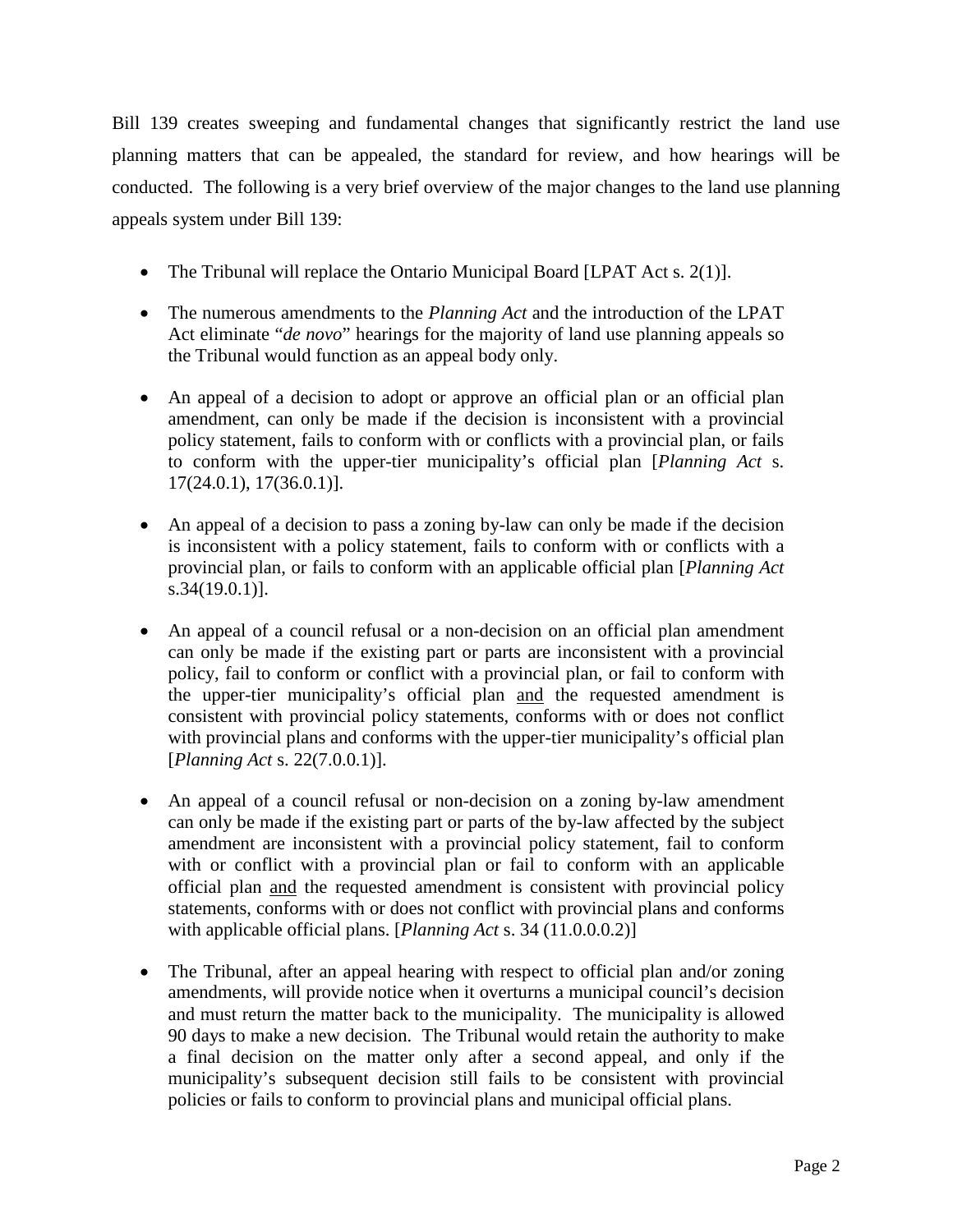Bill 139 creates sweeping and fundamental changes that significantly restrict the land use planning matters that can be appealed, the standard for review, and how hearings will be conducted. The following is a very brief overview of the major changes to the land use planning appeals system under Bill 139:

- The Tribunal will replace the Ontario Municipal Board [LPAT Act s. 2(1)].
- The numerous amendments to the *Planning Act* and the introduction of the LPAT Act eliminate "*de novo*" hearings for the majority of land use planning appeals so the Tribunal would function as an appeal body only.
- An appeal of a decision to adopt or approve an official plan or an official plan amendment, can only be made if the decision is inconsistent with a provincial policy statement, fails to conform with or conflicts with a provincial plan, or fails to conform with the upper-tier municipality's official plan [*Planning Act* s. 17(24.0.1), 17(36.0.1)].
- An appeal of a decision to pass a zoning by-law can only be made if the decision is inconsistent with a policy statement, fails to conform with or conflicts with a provincial plan, or fails to conform with an applicable official plan [*Planning Act* s.34(19.0.1)].
- An appeal of a council refusal or a non-decision on an official plan amendment can only be made if the existing part or parts are inconsistent with a provincial policy, fail to conform or conflict with a provincial plan, or fail to conform with the upper-tier municipality's official plan <u>and</u> the requested amendment is consistent with provincial policy statements, conforms with or does not conflict with provincial plans and conforms with the upper-tier municipality's official plan [*Planning Act* s. 22(7.0.0.1)].
- An appeal of a council refusal or non-decision on a zoning by-law amendment can only be made if the existing part or parts of the by-law affected by the subject amendment are inconsistent with a provincial policy statement, fail to conform with or conflict with a provincial plan or fail to conform with an applicable official plan <u>and</u> the requested amendment is consistent with provincial policy statements, conforms with or does not conflict with provincial plans and conforms with applicable official plans. [*Planning Act* s. 34 (11.0.0.0.2)]
- The Tribunal, after an appeal hearing with respect to official plan and/or zoning amendments, will provide notice when it overturns a municipal council's decision and must return the matter back to the municipality. The municipality is allowed 90 days to make a new decision. The Tribunal would retain the authority to make a final decision on the matter only after a second appeal, and only if the municipality's subsequent decision still fails to be consistent with provincial policies or fails to conform to provincial plans and municipal official plans.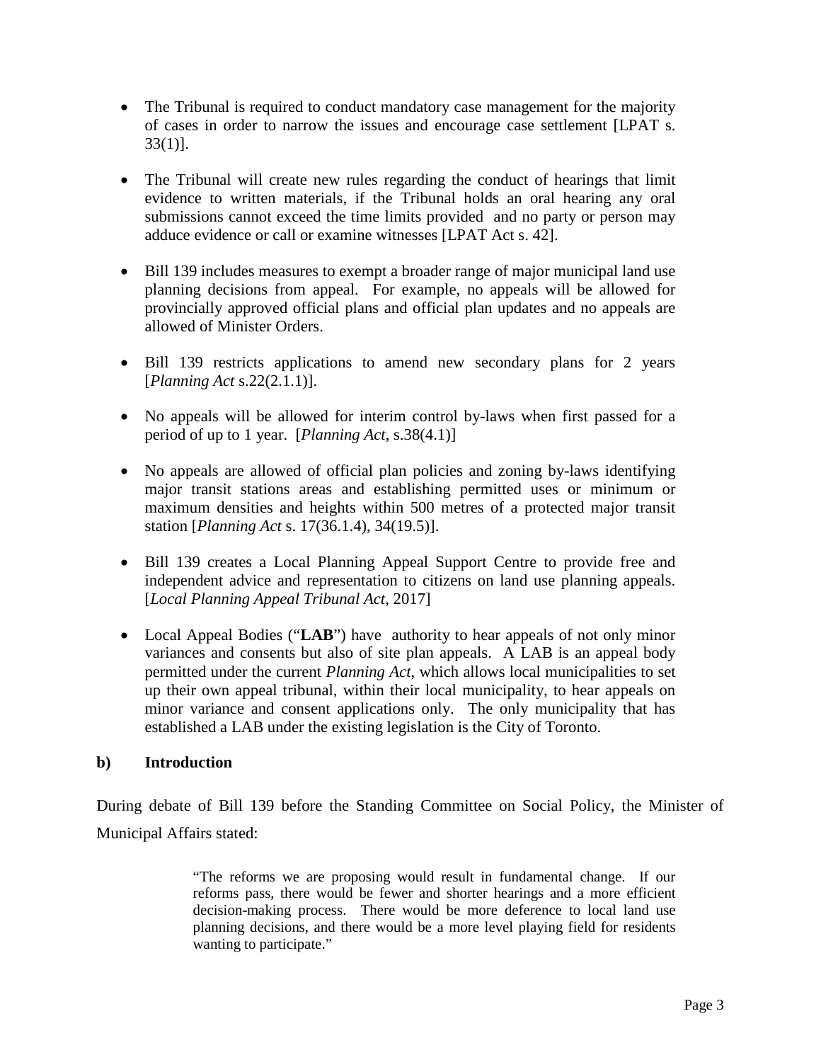- The Tribunal is required to conduct mandatory case management for the majority of cases in order to narrow the issues and encourage case settlement [LPAT s. 33(1)].

- The Tribunal will create new rules regarding the conduct of hearings that limit evidence to written materials, if the Tribunal holds an oral hearing any oral submissions cannot exceed the time limits provided and no party or person may adduce evidence or call or examine witnesses [LPAT Act s. 42].

- Bill 139 includes measures to exempt a broader range of major municipal land use planning decisions from appeal. For example, no appeals will be allowed for provincially approved official plans and official plan updates and no appeals are allowed of Minister Orders.

- Bill 139 restricts applications to amend new secondary plans for 2 years [*Planning Act* s.22(2.1.1)].

- No appeals will be allowed for interim control by-laws when first passed for a period of up to 1 year. [*Planning Act*, s.38(4.1)]

- No appeals are allowed of official plan policies and zoning by-laws identifying major transit stations areas and establishing permitted uses or minimum or maximum densities and heights within 500 metres of a protected major transit station [*Planning Act* s. 17(36.1.4), 34(19.5)].

- Bill 139 creates a Local Planning Appeal Support Centre to provide free and independent advice and representation to citizens on land use planning appeals. [*Local Planning Appeal Tribunal Act*, 2017]

- Local Appeal Bodies ("**LAB**") have authority to hear appeals of not only minor variances and consents but also of site plan appeals. A LAB is an appeal body permitted under the current *Planning Act*, which allows local municipalities to set up their own appeal tribunal, within their local municipality, to hear appeals on minor variance and consent applications only. The only municipality that has established a LAB under the existing legislation is the City of Toronto.

**b) Introduction**

During debate of Bill 139 before the Standing Committee on Social Policy, the Minister of Municipal Affairs stated:

> "The reforms we are proposing would result in fundamental change. If our reforms pass, there would be fewer and shorter hearings and a more efficient decision-making process. There would be more deference to local land use planning decisions, and there would be a more level playing field for residents wanting to participate."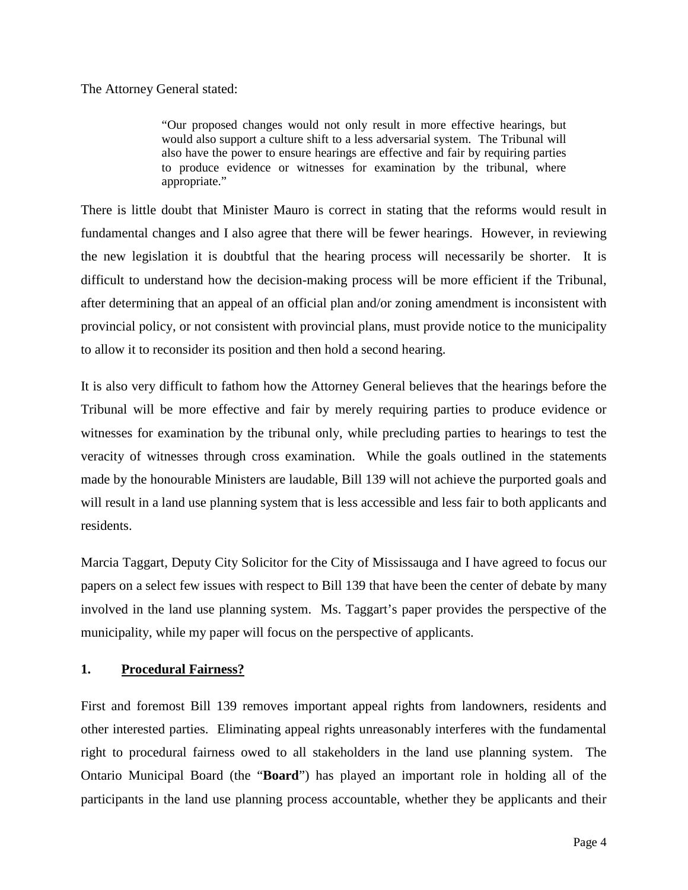The Attorney General stated:

> "Our proposed changes would not only result in more effective hearings, but would also support a culture shift to a less adversarial system. The Tribunal will also have the power to ensure hearings are effective and fair by requiring parties to produce evidence or witnesses for examination by the tribunal, where appropriate."

There is little doubt that Minister Mauro is correct in stating that the reforms would result in fundamental changes and I also agree that there will be fewer hearings. However, in reviewing the new legislation it is doubtful that the hearing process will necessarily be shorter. It is difficult to understand how the decision-making process will be more efficient if the Tribunal, after determining that an appeal of an official plan and/or zoning amendment is inconsistent with provincial policy, or not consistent with provincial plans, must provide notice to the municipality to allow it to reconsider its position and then hold a second hearing.

It is also very difficult to fathom how the Attorney General believes that the hearings before the Tribunal will be more effective and fair by merely requiring parties to produce evidence or witnesses for examination by the tribunal only, while precluding parties to hearings to test the veracity of witnesses through cross examination. While the goals outlined in the statements made by the honourable Ministers are laudable, Bill 139 will not achieve the purported goals and will result in a land use planning system that is less accessible and less fair to both applicants and residents.

Marcia Taggart, Deputy City Solicitor for the City of Mississauga and I have agreed to focus our papers on a select few issues with respect to Bill 139 that have been the center of debate by many involved in the land use planning system. Ms. Taggart's paper provides the perspective of the municipality, while my paper will focus on the perspective of applicants.

## 1. <u>Procedural Fairness?</u>

First and foremost Bill 139 removes important appeal rights from landowners, residents and other interested parties. Eliminating appeal rights unreasonably interferes with the fundamental right to procedural fairness owed to all stakeholders in the land use planning system. The Ontario Municipal Board (the "**Board**") has played an important role in holding all of the participants in the land use planning process accountable, whether they be applicants and their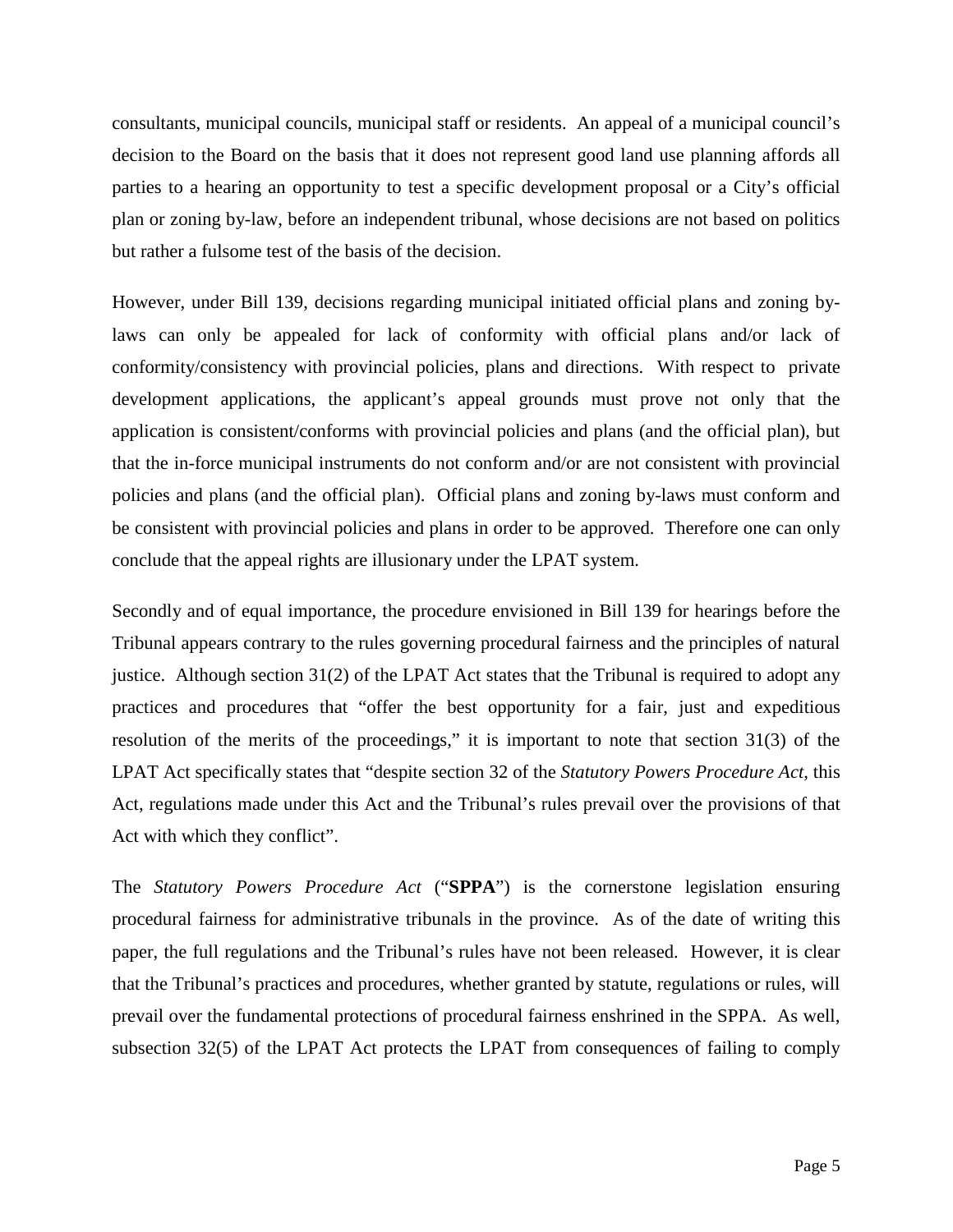consultants, municipal councils, municipal staff or residents. An appeal of a municipal council's decision to the Board on the basis that it does not represent good land use planning affords all parties to a hearing an opportunity to test a specific development proposal or a City's official plan or zoning by-law, before an independent tribunal, whose decisions are not based on politics but rather a fulsome test of the basis of the decision.

However, under Bill 139, decisions regarding municipal initiated official plans and zoning by-laws can only be appealed for lack of conformity with official plans and/or lack of conformity/consistency with provincial policies, plans and directions. With respect to private development applications, the applicant's appeal grounds must prove not only that the application is consistent/conforms with provincial policies and plans (and the official plan), but that the in-force municipal instruments do not conform and/or are not consistent with provincial policies and plans (and the official plan). Official plans and zoning by-laws must conform and be consistent with provincial policies and plans in order to be approved. Therefore one can only conclude that the appeal rights are illusionary under the LPAT system.

Secondly and of equal importance, the procedure envisioned in Bill 139 for hearings before the Tribunal appears contrary to the rules governing procedural fairness and the principles of natural justice. Although section 31(2) of the LPAT Act states that the Tribunal is required to adopt any practices and procedures that "offer the best opportunity for a fair, just and expeditious resolution of the merits of the proceedings," it is important to note that section 31(3) of the LPAT Act specifically states that "despite section 32 of the *Statutory Powers Procedure Act*, this Act, regulations made under this Act and the Tribunal's rules prevail over the provisions of that Act with which they conflict".

The *Statutory Powers Procedure Act* ("**SPPA**") is the cornerstone legislation ensuring procedural fairness for administrative tribunals in the province. As of the date of writing this paper, the full regulations and the Tribunal's rules have not been released. However, it is clear that the Tribunal's practices and procedures, whether granted by statute, regulations or rules, will prevail over the fundamental protections of procedural fairness enshrined in the SPPA. As well, subsection 32(5) of the LPAT Act protects the LPAT from consequences of failing to comply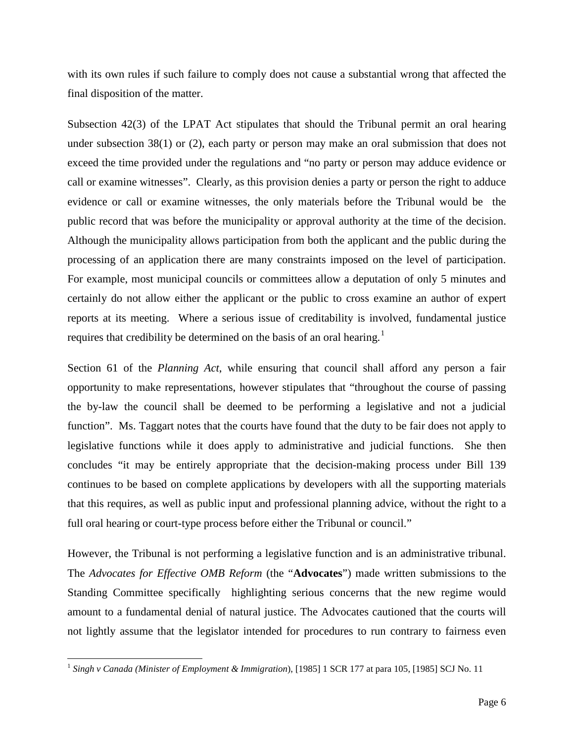with its own rules if such failure to comply does not cause a substantial wrong that affected the final disposition of the matter.

Subsection 42(3) of the LPAT Act stipulates that should the Tribunal permit an oral hearing under subsection 38(1) or (2), each party or person may make an oral submission that does not exceed the time provided under the regulations and "no party or person may adduce evidence or call or examine witnesses". Clearly, as this provision denies a party or person the right to adduce evidence or call or examine witnesses, the only materials before the Tribunal would be the public record that was before the municipality or approval authority at the time of the decision. Although the municipality allows participation from both the applicant and the public during the processing of an application there are many constraints imposed on the level of participation. For example, most municipal councils or committees allow a deputation of only 5 minutes and certainly do not allow either the applicant or the public to cross examine an author of expert reports at its meeting. Where a serious issue of creditability is involved, fundamental justice requires that credibility be determined on the basis of an oral hearing.[1]

Section 61 of the *Planning Act*, while ensuring that council shall afford any person a fair opportunity to make representations, however stipulates that "throughout the course of passing the by-law the council shall be deemed to be performing a legislative and not a judicial function". Ms. Taggart notes that the courts have found that the duty to be fair does not apply to legislative functions while it does apply to administrative and judicial functions. She then concludes "it may be entirely appropriate that the decision-making process under Bill 139 continues to be based on complete applications by developers with all the supporting materials that this requires, as well as public input and professional planning advice, without the right to a full oral hearing or court-type process before either the Tribunal or council."

However, the Tribunal is not performing a legislative function and is an administrative tribunal. The *Advocates for Effective OMB Reform* (the "**Advocates**") made written submissions to the Standing Committee specifically highlighting serious concerns that the new regime would amount to a fundamental denial of natural justice. The Advocates cautioned that the courts will not lightly assume that the legislator intended for procedures to run contrary to fairness even

[1] *Singh v Canada (Minister of Employment & Immigration*), [1985] 1 SCR 177 at para 105, [1985] SCJ No. 11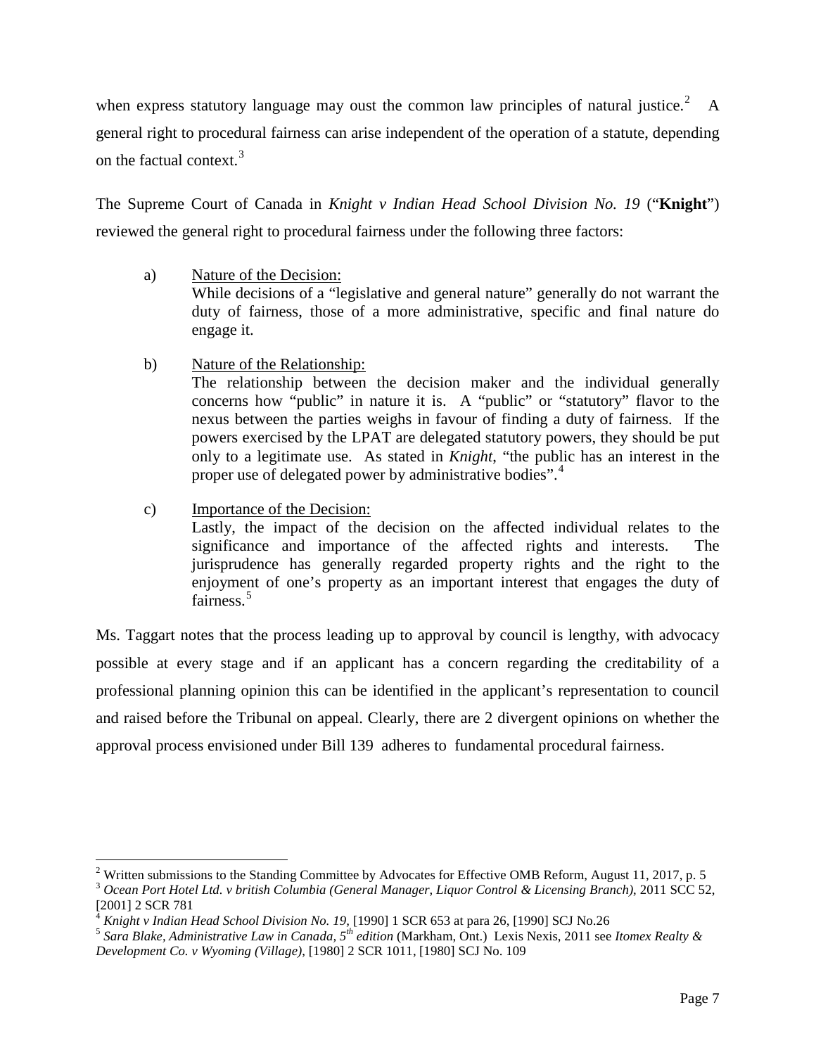when express statutory language may oust the common law principles of natural justice.[2] A general right to procedural fairness can arise independent of the operation of a statute, depending on the factual context.[3]

The Supreme Court of Canada in *Knight v Indian Head School Division No. 19* ("**Knight**") reviewed the general right to procedural fairness under the following three factors:

a) Nature of the Decision:
While decisions of a "legislative and general nature" generally do not warrant the duty of fairness, those of a more administrative, specific and final nature do engage it.

b) Nature of the Relationship:
The relationship between the decision maker and the individual generally concerns how "public" in nature it is. A "public" or "statutory" flavor to the nexus between the parties weighs in favour of finding a duty of fairness. If the powers exercised by the LPAT are delegated statutory powers, they should be put only to a legitimate use. As stated in *Knight*, "the public has an interest in the proper use of delegated power by administrative bodies".[4]

c) Importance of the Decision:
Lastly, the impact of the decision on the affected individual relates to the significance and importance of the affected rights and interests. The jurisprudence has generally regarded property rights and the right to the enjoyment of one's property as an important interest that engages the duty of fairness.[5]

Ms. Taggart notes that the process leading up to approval by council is lengthy, with advocacy possible at every stage and if an applicant has a concern regarding the creditability of a professional planning opinion this can be identified in the applicant's representation to council and raised before the Tribunal on appeal. Clearly, there are 2 divergent opinions on whether the approval process envisioned under Bill 139 adheres to fundamental procedural fairness.

---

[2] Written submissions to the Standing Committee by Advocates for Effective OMB Reform, August 11, 2017, p. 5

[3] *Ocean Port Hotel Ltd. v british Columbia (General Manager, Liquor Control & Licensing Branch)*, 2011 SCC 52, [2001] 2 SCR 781

[4] *Knight v Indian Head School Division No. 19*, [1990] 1 SCR 653 at para 26, [1990] SCJ No.26

[5] *Sara Blake, Administrative Law in Canada, 5th edition* (Markham, Ont.) Lexis Nexis, 2011 see *Itomex Realty & Development Co. v Wyoming (Village)*, [1980] 2 SCR 1011, [1980] SCJ No. 109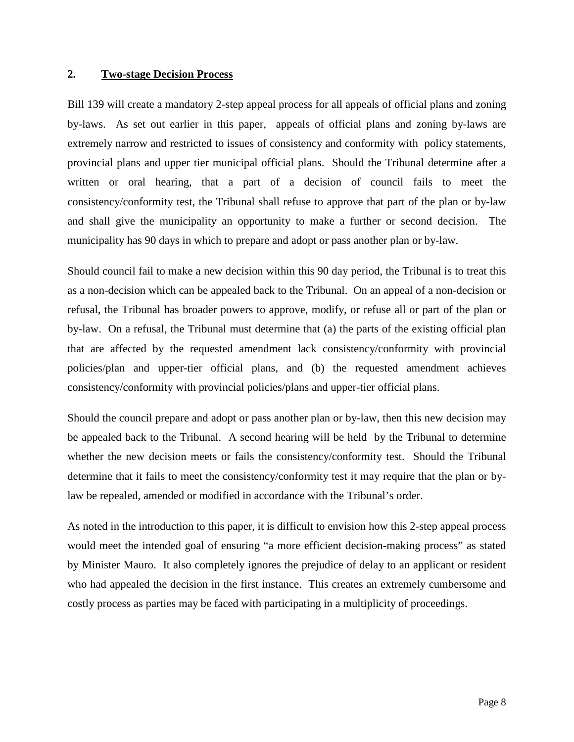## 2. Two-stage Decision Process

Bill 139 will create a mandatory 2-step appeal process for all appeals of official plans and zoning by-laws. As set out earlier in this paper, appeals of official plans and zoning by-laws are extremely narrow and restricted to issues of consistency and conformity with policy statements, provincial plans and upper tier municipal official plans. Should the Tribunal determine after a written or oral hearing, that a part of a decision of council fails to meet the consistency/conformity test, the Tribunal shall refuse to approve that part of the plan or by-law and shall give the municipality an opportunity to make a further or second decision. The municipality has 90 days in which to prepare and adopt or pass another plan or by-law.

Should council fail to make a new decision within this 90 day period, the Tribunal is to treat this as a non-decision which can be appealed back to the Tribunal. On an appeal of a non-decision or refusal, the Tribunal has broader powers to approve, modify, or refuse all or part of the plan or by-law. On a refusal, the Tribunal must determine that (a) the parts of the existing official plan that are affected by the requested amendment lack consistency/conformity with provincial policies/plan and upper-tier official plans, and (b) the requested amendment achieves consistency/conformity with provincial policies/plans and upper-tier official plans.

Should the council prepare and adopt or pass another plan or by-law, then this new decision may be appealed back to the Tribunal. A second hearing will be held by the Tribunal to determine whether the new decision meets or fails the consistency/conformity test. Should the Tribunal determine that it fails to meet the consistency/conformity test it may require that the plan or by-law be repealed, amended or modified in accordance with the Tribunal's order.

As noted in the introduction to this paper, it is difficult to envision how this 2-step appeal process would meet the intended goal of ensuring "a more efficient decision-making process" as stated by Minister Mauro. It also completely ignores the prejudice of delay to an applicant or resident who had appealed the decision in the first instance. This creates an extremely cumbersome and costly process as parties may be faced with participating in a multiplicity of proceedings.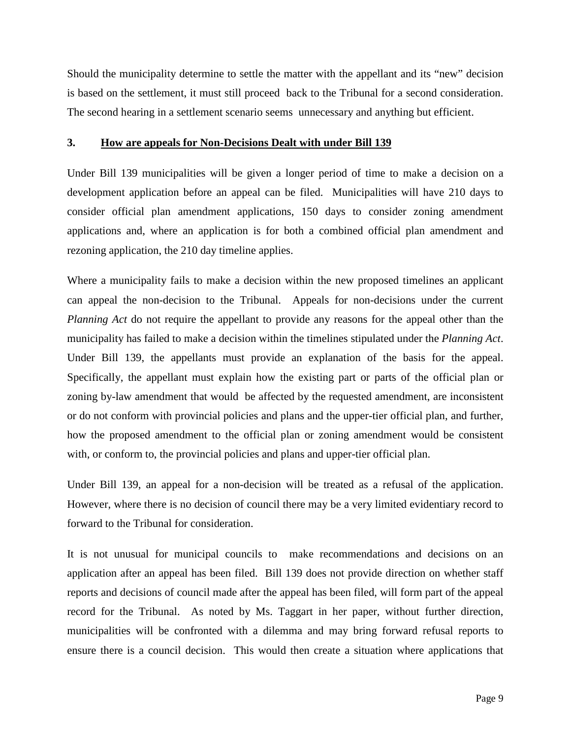Should the municipality determine to settle the matter with the appellant and its "new" decision is based on the settlement, it must still proceed back to the Tribunal for a second consideration. The second hearing in a settlement scenario seems unnecessary and anything but efficient.

### 3. <u>How are appeals for Non-Decisions Dealt with under Bill 139</u>

Under Bill 139 municipalities will be given a longer period of time to make a decision on a development application before an appeal can be filed. Municipalities will have 210 days to consider official plan amendment applications, 150 days to consider zoning amendment applications and, where an application is for both a combined official plan amendment and rezoning application, the 210 day timeline applies.

Where a municipality fails to make a decision within the new proposed timelines an applicant can appeal the non-decision to the Tribunal. Appeals for non-decisions under the current *Planning Act* do not require the appellant to provide any reasons for the appeal other than the municipality has failed to make a decision within the timelines stipulated under the *Planning Act*. Under Bill 139, the appellants must provide an explanation of the basis for the appeal. Specifically, the appellant must explain how the existing part or parts of the official plan or zoning by-law amendment that would be affected by the requested amendment, are inconsistent or do not conform with provincial policies and plans and the upper-tier official plan, and further, how the proposed amendment to the official plan or zoning amendment would be consistent with, or conform to, the provincial policies and plans and upper-tier official plan.

Under Bill 139, an appeal for a non-decision will be treated as a refusal of the application. However, where there is no decision of council there may be a very limited evidentiary record to forward to the Tribunal for consideration.

It is not unusual for municipal councils to make recommendations and decisions on an application after an appeal has been filed. Bill 139 does not provide direction on whether staff reports and decisions of council made after the appeal has been filed, will form part of the appeal record for the Tribunal. As noted by Ms. Taggart in her paper, without further direction, municipalities will be confronted with a dilemma and may bring forward refusal reports to ensure there is a council decision. This would then create a situation where applications that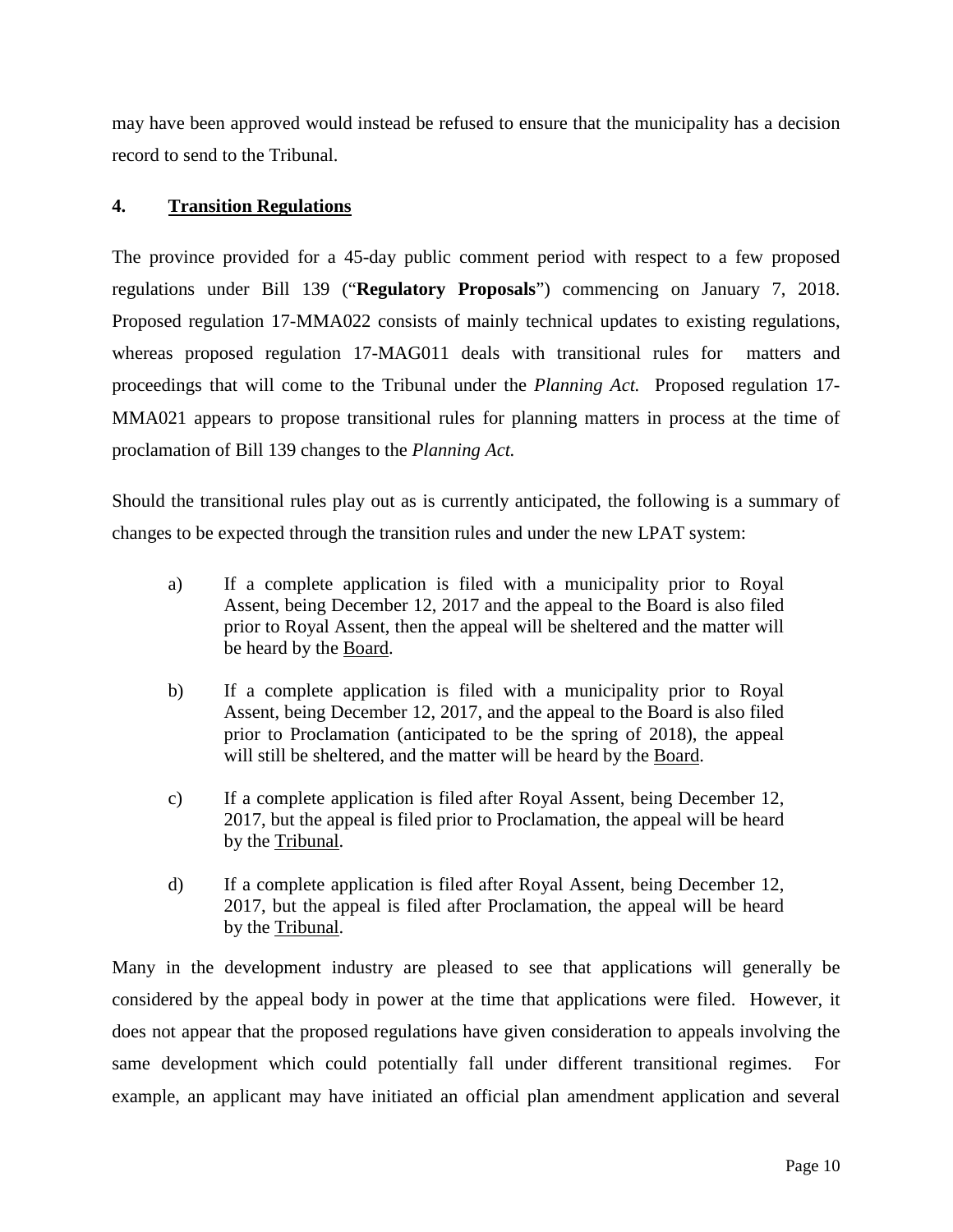may have been approved would instead be refused to ensure that the municipality has a decision record to send to the Tribunal.

## 4. Transition Regulations

The province provided for a 45-day public comment period with respect to a few proposed regulations under Bill 139 ("**Regulatory Proposals**") commencing on January 7, 2018. Proposed regulation 17-MMA022 consists of mainly technical updates to existing regulations, whereas proposed regulation 17-MAG011 deals with transitional rules for matters and proceedings that will come to the Tribunal under the *Planning Act.* Proposed regulation 17-MMA021 appears to propose transitional rules for planning matters in process at the time of proclamation of Bill 139 changes to the *Planning Act.*

Should the transitional rules play out as is currently anticipated, the following is a summary of changes to be expected through the transition rules and under the new LPAT system:

a) If a complete application is filed with a municipality prior to Royal Assent, being December 12, 2017 and the appeal to the Board is also filed prior to Royal Assent, then the appeal will be sheltered and the matter will be heard by the <u>Board</u>.

b) If a complete application is filed with a municipality prior to Royal Assent, being December 12, 2017, and the appeal to the Board is also filed prior to Proclamation (anticipated to be the spring of 2018), the appeal will still be sheltered, and the matter will be heard by the <u>Board</u>.

c) If a complete application is filed after Royal Assent, being December 12, 2017, but the appeal is filed prior to Proclamation, the appeal will be heard by the <u>Tribunal</u>.

d) If a complete application is filed after Royal Assent, being December 12, 2017, but the appeal is filed after Proclamation, the appeal will be heard by the <u>Tribunal</u>.

Many in the development industry are pleased to see that applications will generally be considered by the appeal body in power at the time that applications were filed. However, it does not appear that the proposed regulations have given consideration to appeals involving the same development which could potentially fall under different transitional regimes. For example, an applicant may have initiated an official plan amendment application and several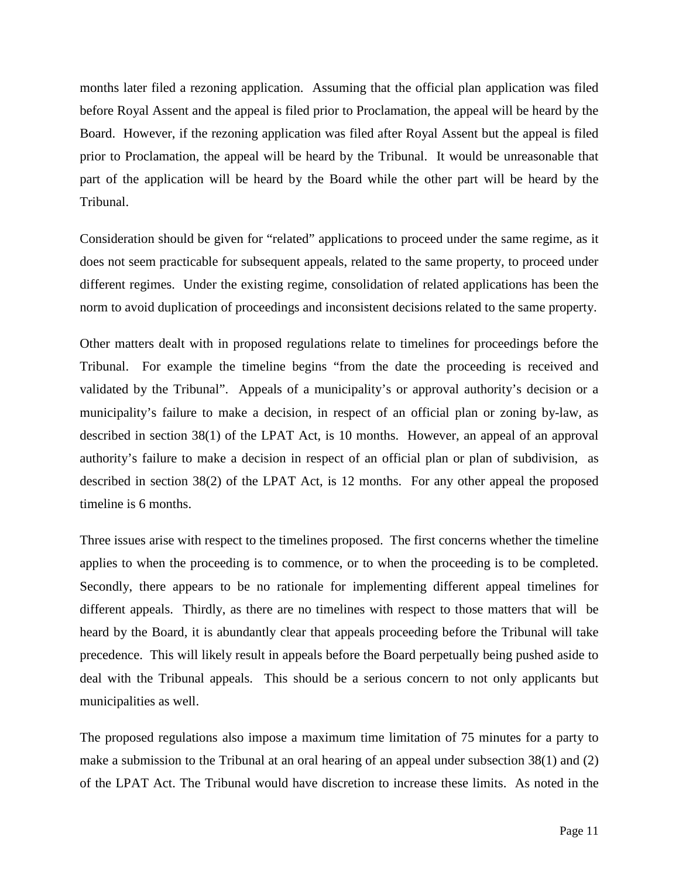months later filed a rezoning application. Assuming that the official plan application was filed before Royal Assent and the appeal is filed prior to Proclamation, the appeal will be heard by the Board. However, if the rezoning application was filed after Royal Assent but the appeal is filed prior to Proclamation, the appeal will be heard by the Tribunal. It would be unreasonable that part of the application will be heard by the Board while the other part will be heard by the Tribunal.

Consideration should be given for "related" applications to proceed under the same regime, as it does not seem practicable for subsequent appeals, related to the same property, to proceed under different regimes. Under the existing regime, consolidation of related applications has been the norm to avoid duplication of proceedings and inconsistent decisions related to the same property.

Other matters dealt with in proposed regulations relate to timelines for proceedings before the Tribunal. For example the timeline begins "from the date the proceeding is received and validated by the Tribunal". Appeals of a municipality's or approval authority's decision or a municipality's failure to make a decision, in respect of an official plan or zoning by-law, as described in section 38(1) of the LPAT Act, is 10 months. However, an appeal of an approval authority's failure to make a decision in respect of an official plan or plan of subdivision, as described in section 38(2) of the LPAT Act, is 12 months. For any other appeal the proposed timeline is 6 months.

Three issues arise with respect to the timelines proposed. The first concerns whether the timeline applies to when the proceeding is to commence, or to when the proceeding is to be completed. Secondly, there appears to be no rationale for implementing different appeal timelines for different appeals. Thirdly, as there are no timelines with respect to those matters that will be heard by the Board, it is abundantly clear that appeals proceeding before the Tribunal will take precedence. This will likely result in appeals before the Board perpetually being pushed aside to deal with the Tribunal appeals. This should be a serious concern to not only applicants but municipalities as well.

The proposed regulations also impose a maximum time limitation of 75 minutes for a party to make a submission to the Tribunal at an oral hearing of an appeal under subsection 38(1) and (2) of the LPAT Act. The Tribunal would have discretion to increase these limits. As noted in the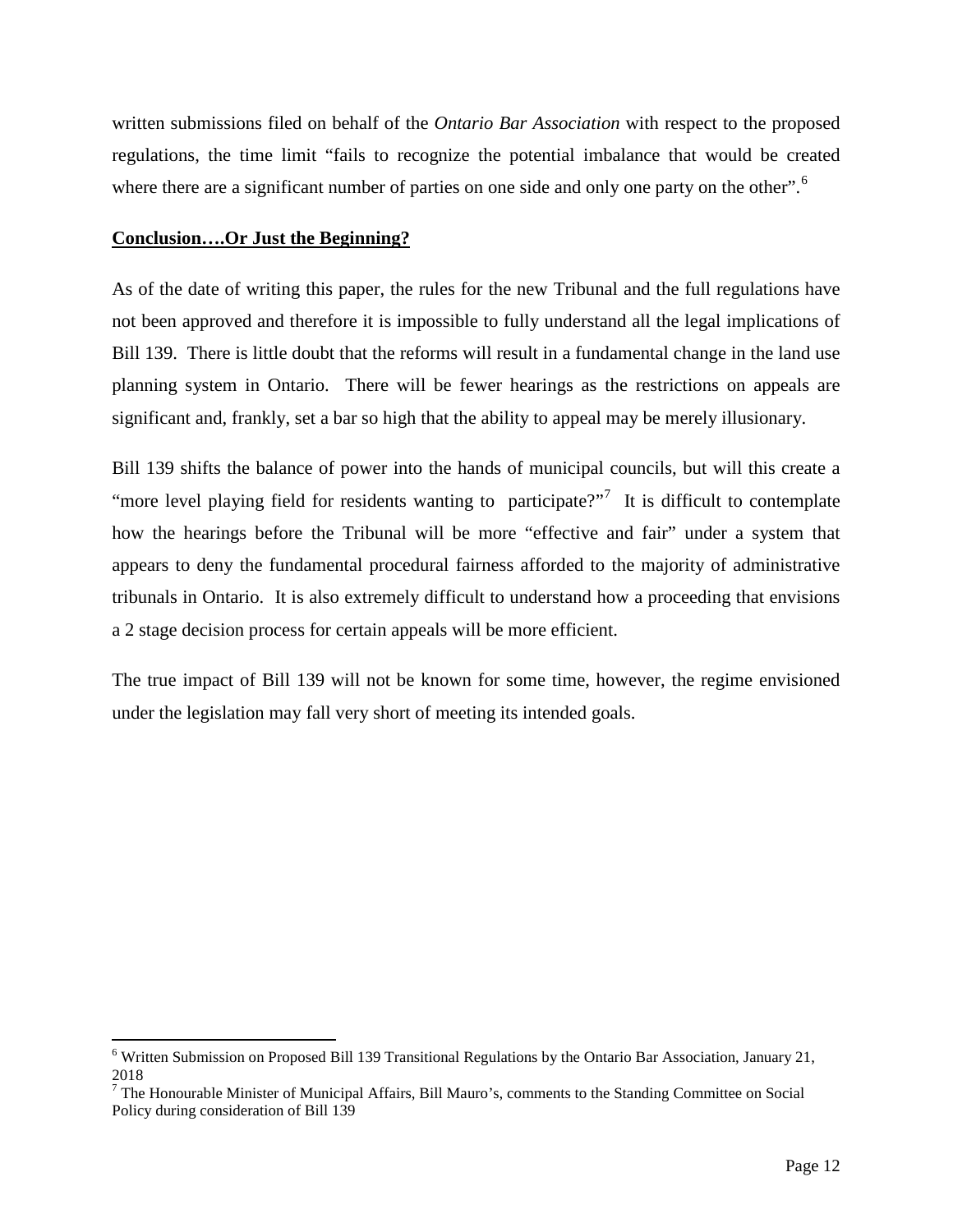written submissions filed on behalf of the *Ontario Bar Association* with respect to the proposed regulations, the time limit "fails to recognize the potential imbalance that would be created where there are a significant number of parties on one side and only one party on the other".[6]

**Conclusion….Or Just the Beginning?**

As of the date of writing this paper, the rules for the new Tribunal and the full regulations have not been approved and therefore it is impossible to fully understand all the legal implications of Bill 139. There is little doubt that the reforms will result in a fundamental change in the land use planning system in Ontario. There will be fewer hearings as the restrictions on appeals are significant and, frankly, set a bar so high that the ability to appeal may be merely illusionary.

Bill 139 shifts the balance of power into the hands of municipal councils, but will this create a "more level playing field for residents wanting to participate?"[7] It is difficult to contemplate how the hearings before the Tribunal will be more "effective and fair" under a system that appears to deny the fundamental procedural fairness afforded to the majority of administrative tribunals in Ontario. It is also extremely difficult to understand how a proceeding that envisions a 2 stage decision process for certain appeals will be more efficient.

The true impact of Bill 139 will not be known for some time, however, the regime envisioned under the legislation may fall very short of meeting its intended goals.

---

[6] Written Submission on Proposed Bill 139 Transitional Regulations by the Ontario Bar Association, January 21, 2018

[7] The Honourable Minister of Municipal Affairs, Bill Mauro's, comments to the Standing Committee on Social Policy during consideration of Bill 139